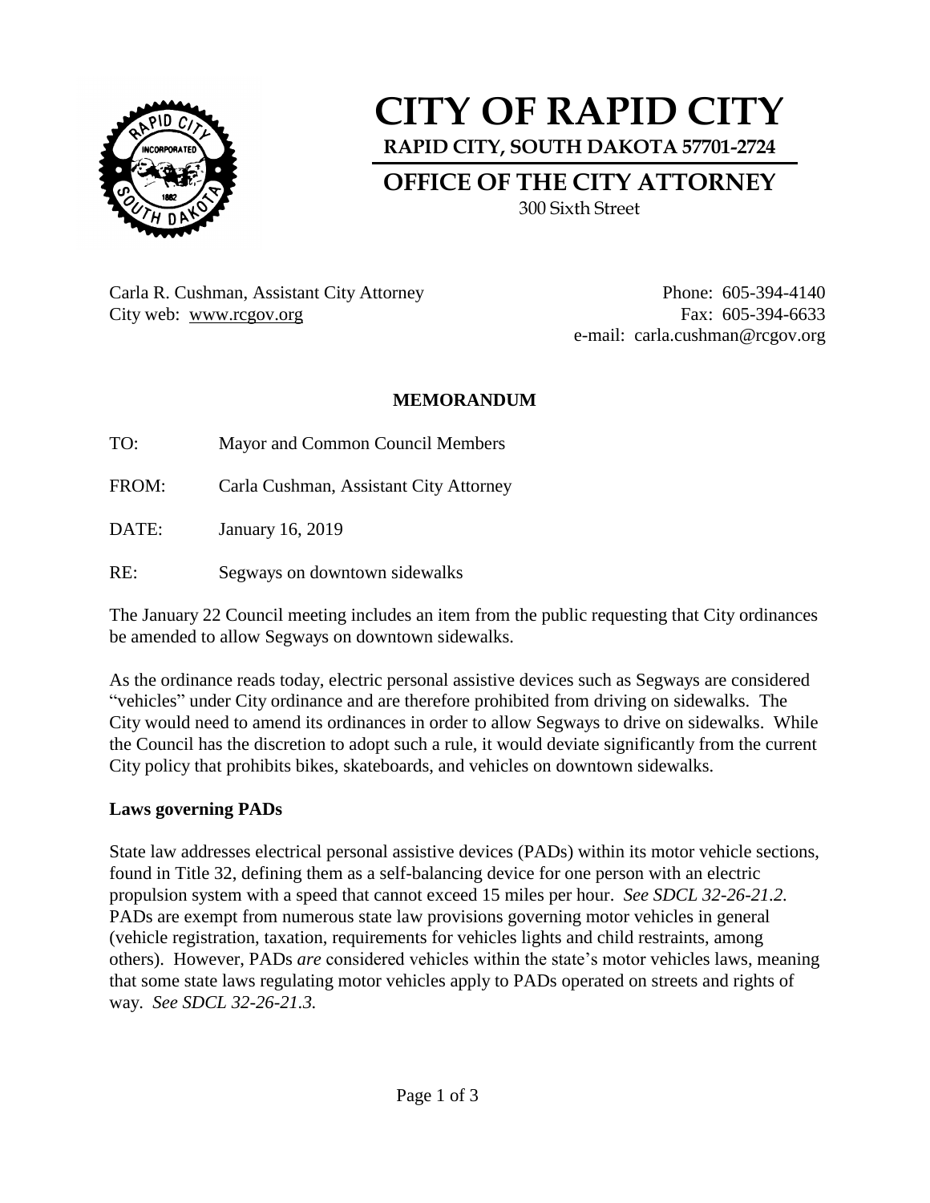# CITY OF RAPID CITY

**RAPID CITY, SOUTH DAKOTA 57701-2724**

## OFFICE OF THE CITY ATTORNEY

300 Sixth Street

Carla R. Cushman, Assistant City Attorney
City web: www.rcgov.org

Phone: 605-394-4140
Fax: 605-394-6633
e-mail: carla.cushman@rcgov.org

**MEMORANDUM**

TO: Mayor and Common Council Members

FROM: Carla Cushman, Assistant City Attorney

DATE: January 16, 2019

RE: Segways on downtown sidewalks

The January 22 Council meeting includes an item from the public requesting that City ordinances be amended to allow Segways on downtown sidewalks.

As the ordinance reads today, electric personal assistive devices such as Segways are considered "vehicles" under City ordinance and are therefore prohibited from driving on sidewalks. The City would need to amend its ordinances in order to allow Segways to drive on sidewalks. While the Council has the discretion to adopt such a rule, it would deviate significantly from the current City policy that prohibits bikes, skateboards, and vehicles on downtown sidewalks.

**Laws governing PADs**

State law addresses electrical personal assistive devices (PADs) within its motor vehicle sections, found in Title 32, defining them as a self-balancing device for one person with an electric propulsion system with a speed that cannot exceed 15 miles per hour. *See SDCL 32-26-21.2.* PADs are exempt from numerous state law provisions governing motor vehicles in general (vehicle registration, taxation, requirements for vehicles lights and child restraints, among others). However, PADs *are* considered vehicles within the state's motor vehicles laws, meaning that some state laws regulating motor vehicles apply to PADs operated on streets and rights of way. *See SDCL 32-26-21.3.*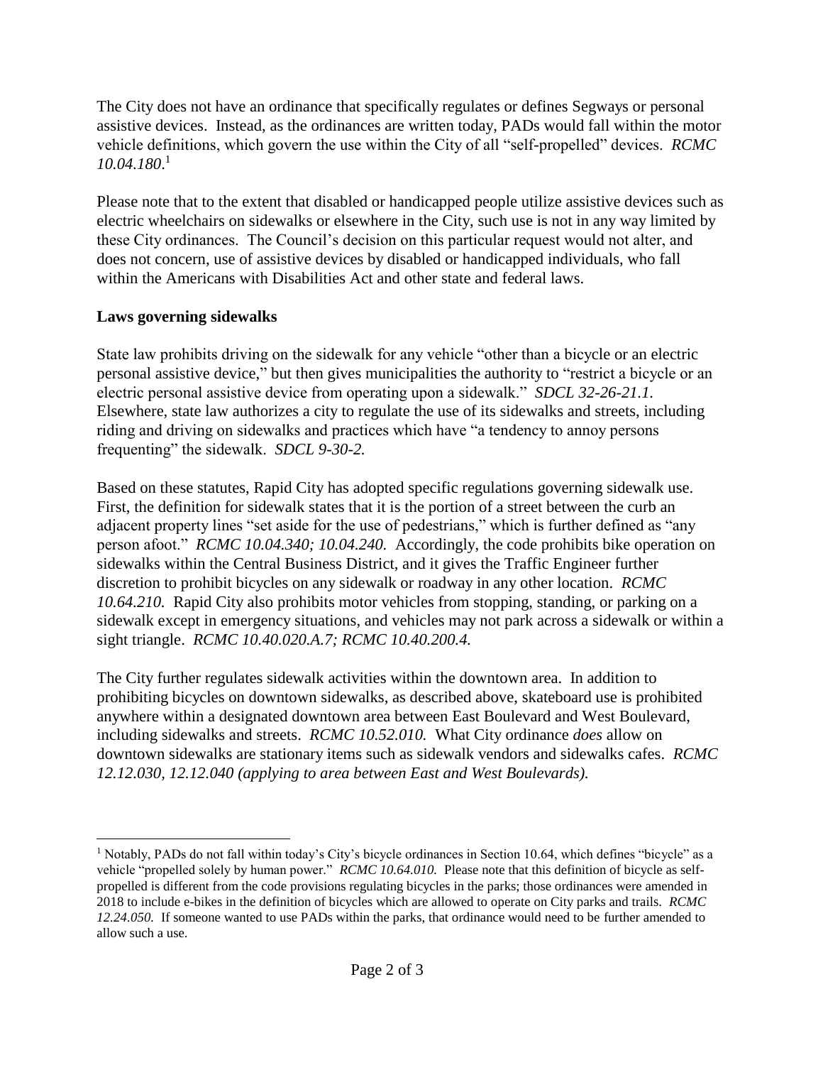The City does not have an ordinance that specifically regulates or defines Segways or personal assistive devices. Instead, as the ordinances are written today, PADs would fall within the motor vehicle definitions, which govern the use within the City of all "self-propelled" devices. *RCMC 10.04.180*.[1]

Please note that to the extent that disabled or handicapped people utilize assistive devices such as electric wheelchairs on sidewalks or elsewhere in the City, such use is not in any way limited by these City ordinances. The Council's decision on this particular request would not alter, and does not concern, use of assistive devices by disabled or handicapped individuals, who fall within the Americans with Disabilities Act and other state and federal laws.

**Laws governing sidewalks**

State law prohibits driving on the sidewalk for any vehicle "other than a bicycle or an electric personal assistive device," but then gives municipalities the authority to "restrict a bicycle or an electric personal assistive device from operating upon a sidewalk." *SDCL 32-26-21.1.* Elsewhere, state law authorizes a city to regulate the use of its sidewalks and streets, including riding and driving on sidewalks and practices which have "a tendency to annoy persons frequenting" the sidewalk. *SDCL 9-30-2.*

Based on these statutes, Rapid City has adopted specific regulations governing sidewalk use. First, the definition for sidewalk states that it is the portion of a street between the curb an adjacent property lines "set aside for the use of pedestrians," which is further defined as "any person afoot." *RCMC 10.04.340; 10.04.240.* Accordingly, the code prohibits bike operation on sidewalks within the Central Business District, and it gives the Traffic Engineer further discretion to prohibit bicycles on any sidewalk or roadway in any other location. *RCMC 10.64.210.* Rapid City also prohibits motor vehicles from stopping, standing, or parking on a sidewalk except in emergency situations, and vehicles may not park across a sidewalk or within a sight triangle. *RCMC 10.40.020.A.7; RCMC 10.40.200.4.*

The City further regulates sidewalk activities within the downtown area. In addition to prohibiting bicycles on downtown sidewalks, as described above, skateboard use is prohibited anywhere within a designated downtown area between East Boulevard and West Boulevard, including sidewalks and streets. *RCMC 10.52.010.* What City ordinance *does* allow on downtown sidewalks are stationary items such as sidewalk vendors and sidewalks cafes. *RCMC 12.12.030, 12.12.040 (applying to area between East and West Boulevards).*

---

[1] Notably, PADs do not fall within today's City's bicycle ordinances in Section 10.64, which defines "bicycle" as a vehicle "propelled solely by human power." *RCMC 10.64.010.* Please note that this definition of bicycle as self-propelled is different from the code provisions regulating bicycles in the parks; those ordinances were amended in 2018 to include e-bikes in the definition of bicycles which are allowed to operate on City parks and trails. *RCMC 12.24.050.* If someone wanted to use PADs within the parks, that ordinance would need to be further amended to allow such a use.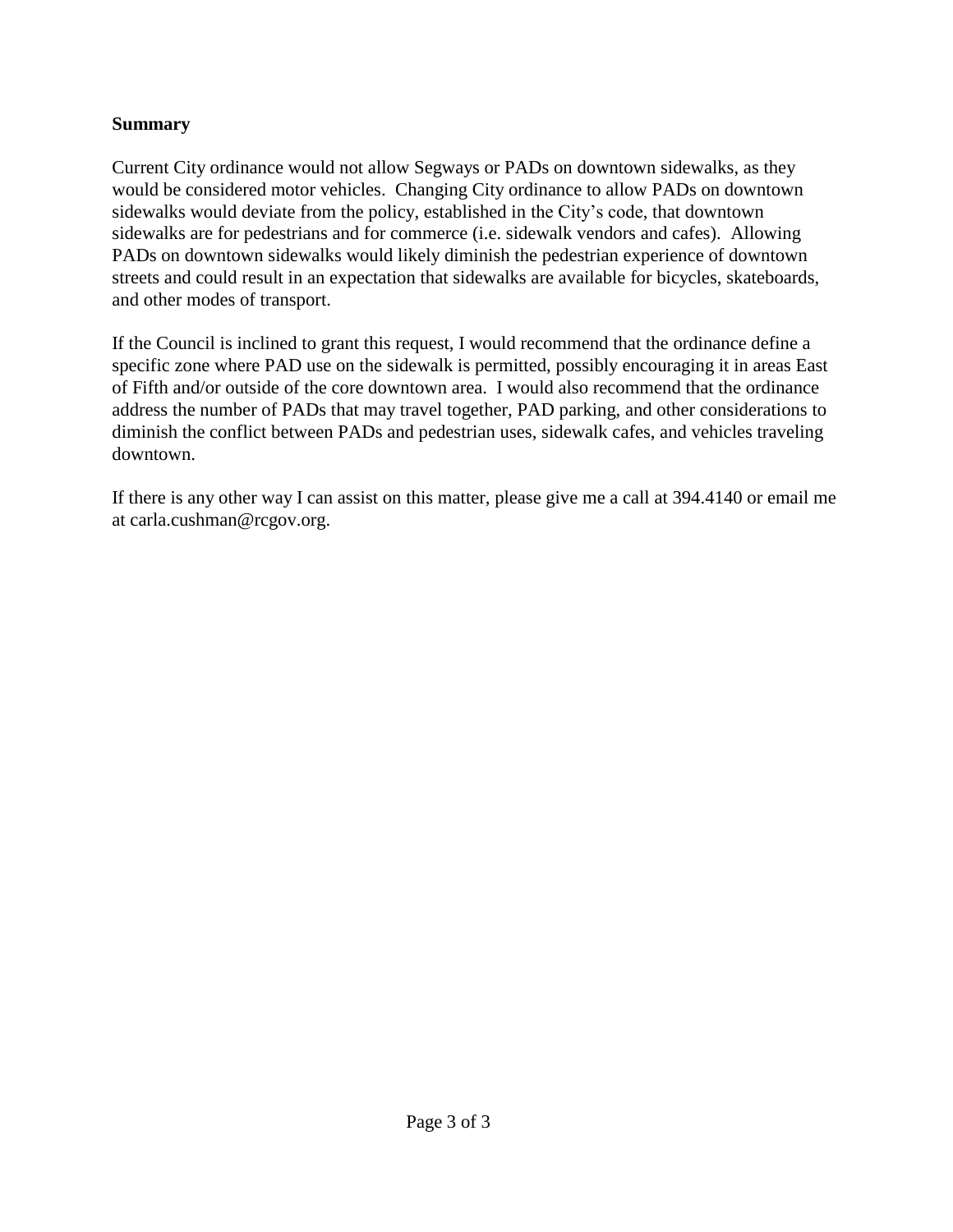**Summary**

Current City ordinance would not allow Segways or PADs on downtown sidewalks, as they would be considered motor vehicles. Changing City ordinance to allow PADs on downtown sidewalks would deviate from the policy, established in the City's code, that downtown sidewalks are for pedestrians and for commerce (i.e. sidewalk vendors and cafes). Allowing PADs on downtown sidewalks would likely diminish the pedestrian experience of downtown streets and could result in an expectation that sidewalks are available for bicycles, skateboards, and other modes of transport.

If the Council is inclined to grant this request, I would recommend that the ordinance define a specific zone where PAD use on the sidewalk is permitted, possibly encouraging it in areas East of Fifth and/or outside of the core downtown area. I would also recommend that the ordinance address the number of PADs that may travel together, PAD parking, and other considerations to diminish the conflict between PADs and pedestrian uses, sidewalk cafes, and vehicles traveling downtown.

If there is any other way I can assist on this matter, please give me a call at 394.4140 or email me at carla.cushman@rcgov.org.